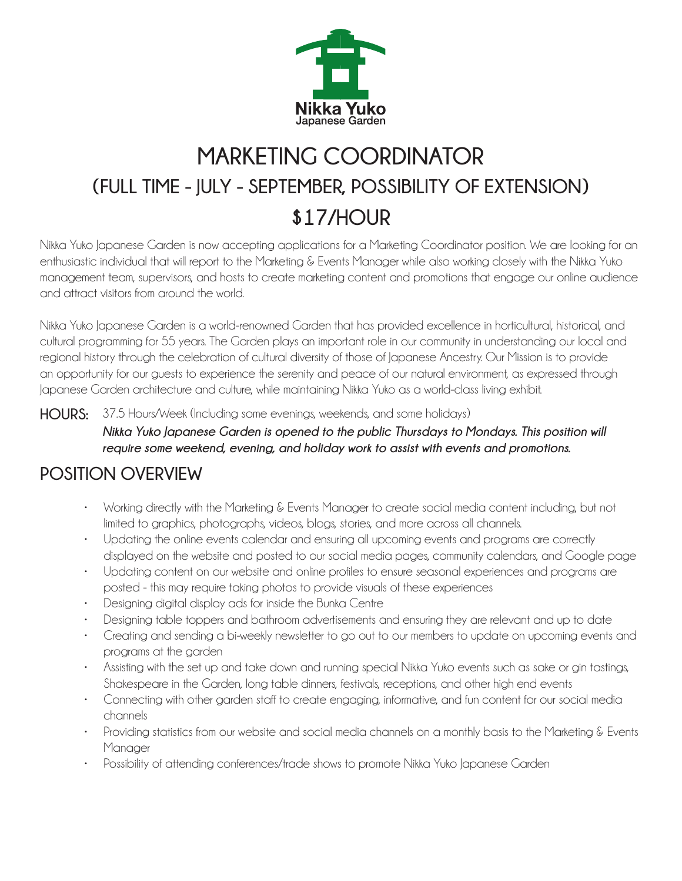Nikka Yuko
Japanese Garden

# MARKETING COORDINATOR

## (FULL TIME - JULY - SEPTEMBER, POSSIBILITY OF EXTENSION)

## $17/HOUR

Nikka Yuko Japanese Garden is now accepting applications for a Marketing Coordinator position. We are looking for an enthusiastic individual that will report to the Marketing & Events Manager while also working closely with the Nikka Yuko management team, supervisors, and hosts to create marketing content and promotions that engage our online audience and attract visitors from around the world.

Nikka Yuko Japanese Garden is a world-renowned Garden that has provided excellence in horticultural, historical, and cultural programming for 55 years. The Garden plays an important role in our community in understanding our local and regional history through the celebration of cultural diversity of those of Japanese Ancestry. Our Mission is to provide an opportunity for our guests to experience the serenity and peace of our natural environment, as expressed through Japanese Garden architecture and culture, while maintaining Nikka Yuko as a world-class living exhibit.

**HOURS:** 37.5 Hours/Week (Including some evenings, weekends, and some holidays)
***Nikka Yuko Japanese Garden is opened to the public Thursdays to Mondays. This position will require some weekend, evening, and holiday work to assist with events and promotions.***

## POSITION OVERVIEW

- Working directly with the Marketing & Events Manager to create social media content including, but not limited to graphics, photographs, videos, blogs, stories, and more across all channels.
- Updating the online events calendar and ensuring all upcoming events and programs are correctly displayed on the website and posted to our social media pages, community calendars, and Google page
- Updating content on our website and online profiles to ensure seasonal experiences and programs are posted - this may require taking photos to provide visuals of these experiences
- Designing digital display ads for inside the Bunka Centre
- Designing table toppers and bathroom advertisements and ensuring they are relevant and up to date
- Creating and sending a bi-weekly newsletter to go out to our members to update on upcoming events and programs at the garden
- Assisting with the set up and take down and running special Nikka Yuko events such as sake or gin tastings, Shakespeare in the Garden, long table dinners, festivals, receptions, and other high end events
- Connecting with other garden staff to create engaging, informative, and fun content for our social media channels
- Providing statistics from our website and social media channels on a monthly basis to the Marketing & Events Manager
- Possibility of attending conferences/trade shows to promote Nikka Yuko Japanese Garden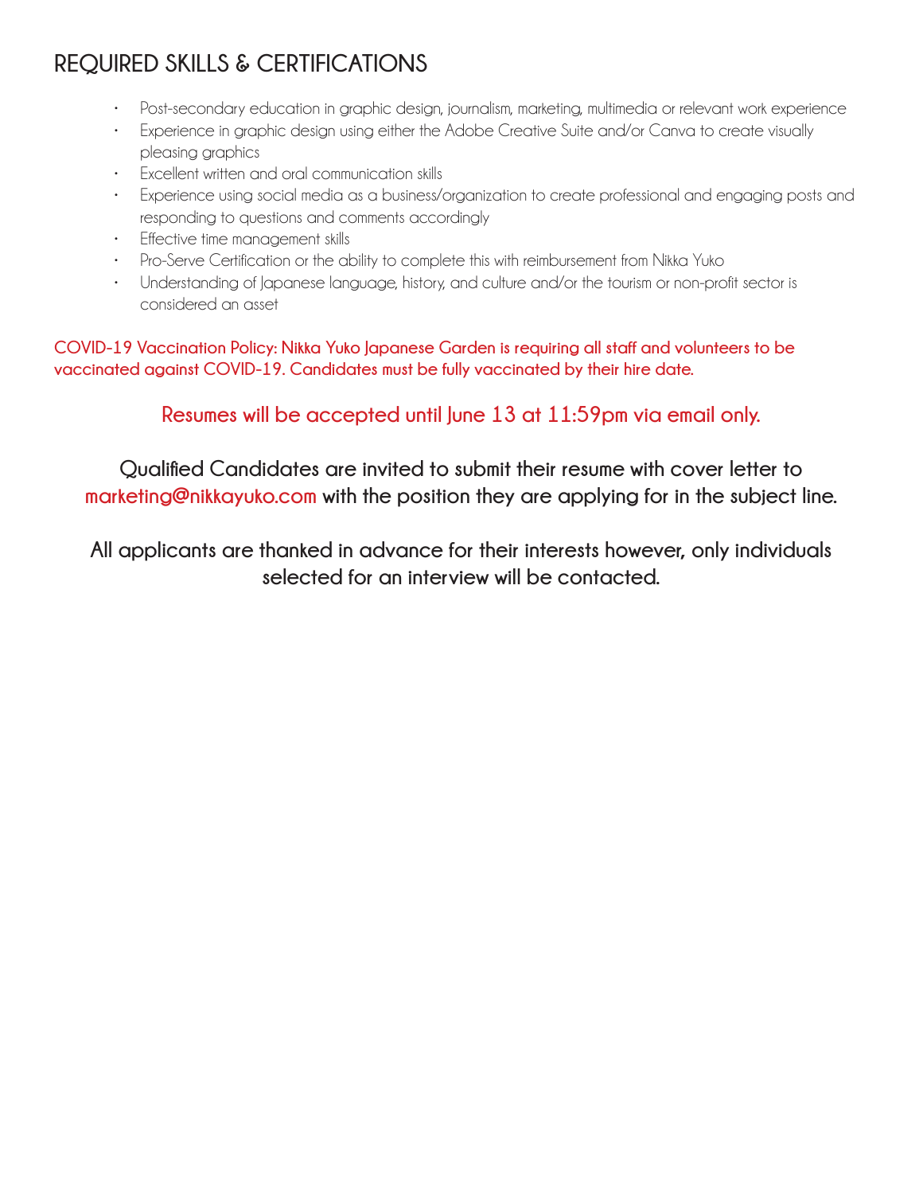## REQUIRED SKILLS & CERTIFICATIONS

- Post-secondary education in graphic design, journalism, marketing, multimedia or relevant work experience
- Experience in graphic design using either the Adobe Creative Suite and/or Canva to create visually pleasing graphics
- Excellent written and oral communication skills
- Experience using social media as a business/organization to create professional and engaging posts and responding to questions and comments accordingly
- Effective time management skills
- Pro-Serve Certification or the ability to complete this with reimbursement from Nikka Yuko
- Understanding of Japanese language, history, and culture and/or the tourism or non-profit sector is considered an asset

**COVID-19 Vaccination Policy: Nikka Yuko Japanese Garden is requiring all staff and volunteers to be vaccinated against COVID-19. Candidates must be fully vaccinated by their hire date.**

**Resumes will be accepted until June 13 at 11:59pm via email only.**

**Qualified Candidates are invited to submit their resume with cover letter to marketing@nikkayuko.com with the position they are applying for in the subject line.**

**All applicants are thanked in advance for their interests however, only individuals selected for an interview will be contacted.**